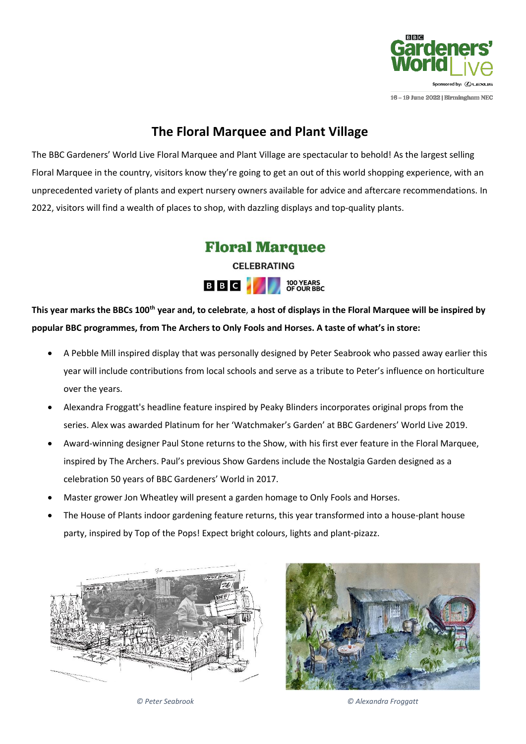# The Floral Marquee and Plant Village

The BBC Gardeners' World Live Floral Marquee and Plant Village are spectacular to behold! As the largest selling Floral Marquee in the country, visitors know they're going to get an out of this world shopping experience, with an unprecedented variety of plants and expert nursery owners available for advice and aftercare recommendations. In 2022, visitors will find a wealth of places to shop, with dazzling displays and top-quality plants.

## Floral Marquee

CELEBRATING

BBC 100 YEARS OF OUR BBC

**This year marks the BBCs 100th year and, to celebrate, a host of displays in the Floral Marquee will be inspired by popular BBC programmes, from The Archers to Only Fools and Horses. A taste of what's in store:**

- A Pebble Mill inspired display that was personally designed by Peter Seabrook who passed away earlier this year will include contributions from local schools and serve as a tribute to Peter's influence on horticulture over the years.
- Alexandra Froggatt's headline feature inspired by Peaky Blinders incorporates original props from the series. Alex was awarded Platinum for her 'Watchmaker's Garden' at BBC Gardeners' World Live 2019.
- Award-winning designer Paul Stone returns to the Show, with his first ever feature in the Floral Marquee, inspired by The Archers. Paul's previous Show Gardens include the Nostalgia Garden designed as a celebration 50 years of BBC Gardeners' World in 2017.
- Master grower Jon Wheatley will present a garden homage to Only Fools and Horses.
- The House of Plants indoor gardening feature returns, this year transformed into a house-plant house party, inspired by Top of the Pops! Expect bright colours, lights and plant-pizazz.

*© Peter Seabrook*

*© Alexandra Froggatt*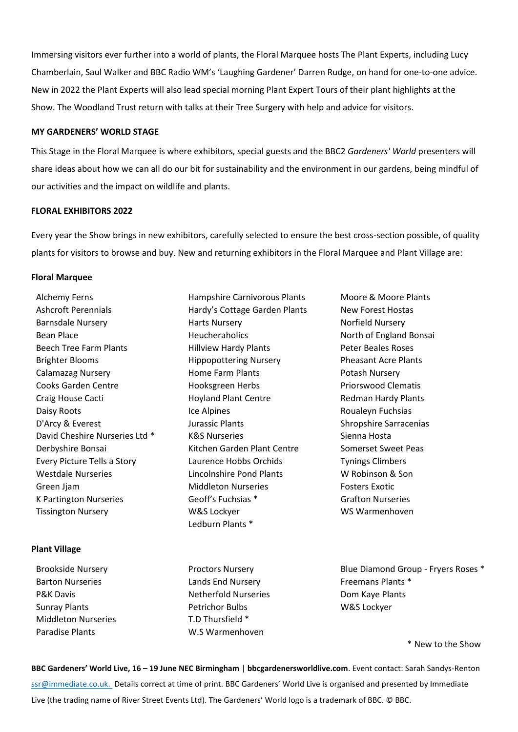Immersing visitors ever further into a world of plants, the Floral Marquee hosts The Plant Experts, including Lucy Chamberlain, Saul Walker and BBC Radio WM's 'Laughing Gardener' Darren Rudge, on hand for one-to-one advice. New in 2022 the Plant Experts will also lead special morning Plant Expert Tours of their plant highlights at the Show. The Woodland Trust return with talks at their Tree Surgery with help and advice for visitors.

**MY GARDENERS' WORLD STAGE**

This Stage in the Floral Marquee is where exhibitors, special guests and the BBC2 *Gardeners' World* presenters will share ideas about how we can all do our bit for sustainability and the environment in our gardens, being mindful of our activities and the impact on wildlife and plants.

**FLORAL EXHIBITORS 2022**

Every year the Show brings in new exhibitors, carefully selected to ensure the best cross-section possible, of quality plants for visitors to browse and buy. New and returning exhibitors in the Floral Marquee and Plant Village are:

**Floral Marquee**

Alchemy Ferns
Ashcroft Perennials
Barnsdale Nursery
Bean Place
Beech Tree Farm Plants
Brighter Blooms
Calamazag Nursery
Cooks Garden Centre
Craig House Cacti
Daisy Roots
D'Arcy & Everest
David Cheshire Nurseries Ltd *
Derbyshire Bonsai
Every Picture Tells a Story
Westdale Nurseries
Green Jjam
K Partington Nurseries
Tissington Nursery
Hampshire Carnivorous Plants
Hardy's Cottage Garden Plants
Harts Nursery
Heucheraholics
Hillview Hardy Plants
Hippopottering Nursery
Home Farm Plants
Hooksgreen Herbs
Hoyland Plant Centre
Ice Alpines
Jurassic Plants
K&S Nurseries
Kitchen Garden Plant Centre
Laurence Hobbs Orchids
Lincolnshire Pond Plants
Middleton Nurseries
Geoff's Fuchsias *
W&S Lockyer
Ledburn Plants *
Moore & Moore Plants
New Forest Hostas
Norfield Nursery
North of England Bonsai
Peter Beales Roses
Pheasant Acre Plants
Potash Nursery
Priorswood Clematis
Redman Hardy Plants
Roualeyn Fuchsias
Shropshire Sarracenias
Sienna Hosta
Somerset Sweet Peas
Tynings Climbers
W Robinson & Son
Fosters Exotic
Grafton Nurseries
WS Warmenhoven

**Plant Village**

Brookside Nursery
Barton Nurseries
P&K Davis
Sunray Plants
Middleton Nurseries
Paradise Plants
Proctors Nursery
Lands End Nursery
Netherfold Nurseries
Petrichor Bulbs
T.D Thursfield *
W.S Warmenhoven
Blue Diamond Group - Fryers Roses *
Freemans Plants *
Dom Kaye Plants
W&S Lockyer

\* New to the Show

**BBC Gardeners' World Live, 16 – 19 June NEC Birmingham** | **bbcgardenersworldlive.com**. Event contact: Sarah Sandys-Renton ssr@immediate.co.uk. Details correct at time of print. BBC Gardeners' World Live is organised and presented by Immediate Live (the trading name of River Street Events Ltd). The Gardeners' World logo is a trademark of BBC. © BBC.